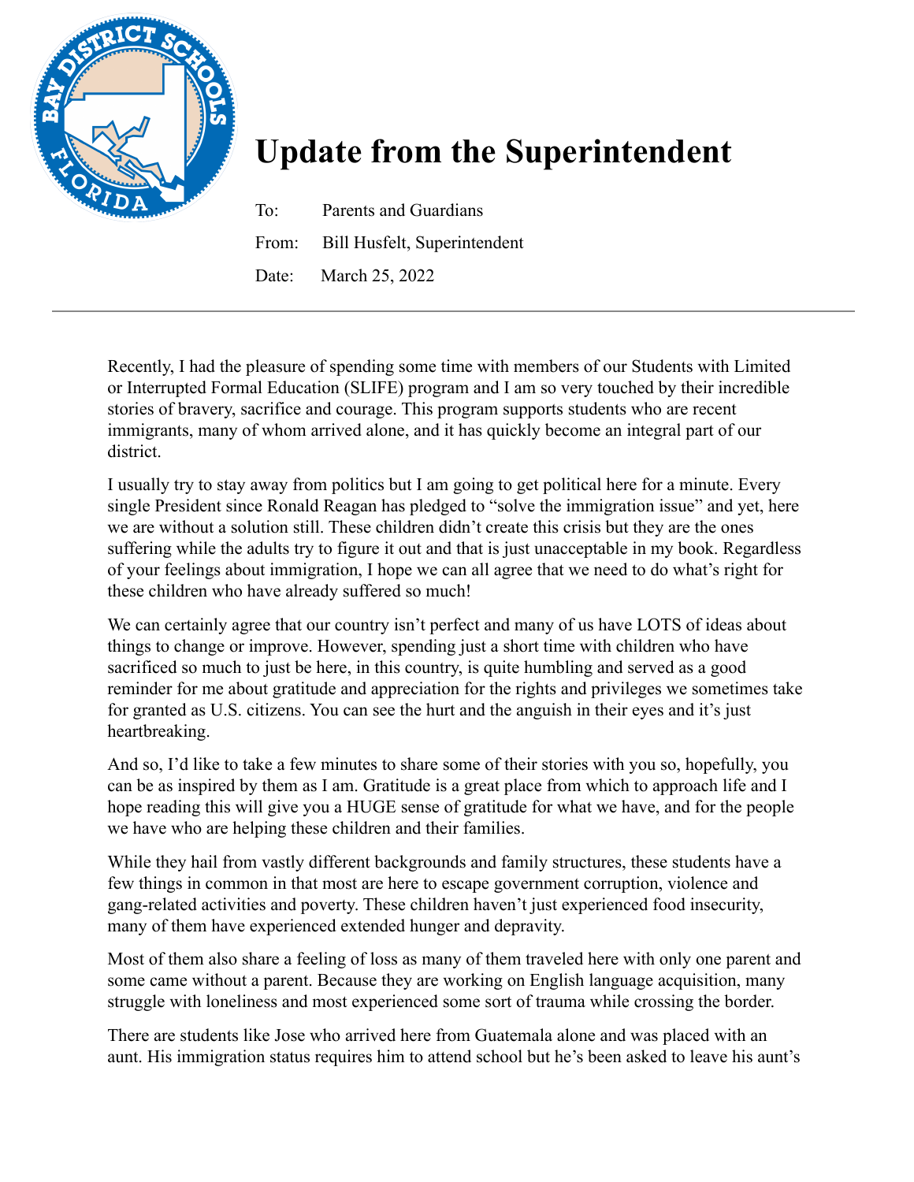# Update from the Superintendent

To: Parents and Guardians

From: Bill Husfelt, Superintendent

Date: March 25, 2022

---

Recently, I had the pleasure of spending some time with members of our Students with Limited or Interrupted Formal Education (SLIFE) program and I am so very touched by their incredible stories of bravery, sacrifice and courage. This program supports students who are recent immigrants, many of whom arrived alone, and it has quickly become an integral part of our district.

I usually try to stay away from politics but I am going to get political here for a minute. Every single President since Ronald Reagan has pledged to "solve the immigration issue" and yet, here we are without a solution still. These children didn't create this crisis but they are the ones suffering while the adults try to figure it out and that is just unacceptable in my book. Regardless of your feelings about immigration, I hope we can all agree that we need to do what's right for these children who have already suffered so much!

We can certainly agree that our country isn't perfect and many of us have LOTS of ideas about things to change or improve. However, spending just a short time with children who have sacrificed so much to just be here, in this country, is quite humbling and served as a good reminder for me about gratitude and appreciation for the rights and privileges we sometimes take for granted as U.S. citizens. You can see the hurt and the anguish in their eyes and it's just heartbreaking.

And so, I'd like to take a few minutes to share some of their stories with you so, hopefully, you can be as inspired by them as I am. Gratitude is a great place from which to approach life and I hope reading this will give you a HUGE sense of gratitude for what we have, and for the people we have who are helping these children and their families.

While they hail from vastly different backgrounds and family structures, these students have a few things in common in that most are here to escape government corruption, violence and gang-related activities and poverty. These children haven't just experienced food insecurity, many of them have experienced extended hunger and depravity.

Most of them also share a feeling of loss as many of them traveled here with only one parent and some came without a parent. Because they are working on English language acquisition, many struggle with loneliness and most experienced some sort of trauma while crossing the border.

There are students like Jose who arrived here from Guatemala alone and was placed with an aunt. His immigration status requires him to attend school but he's been asked to leave his aunt's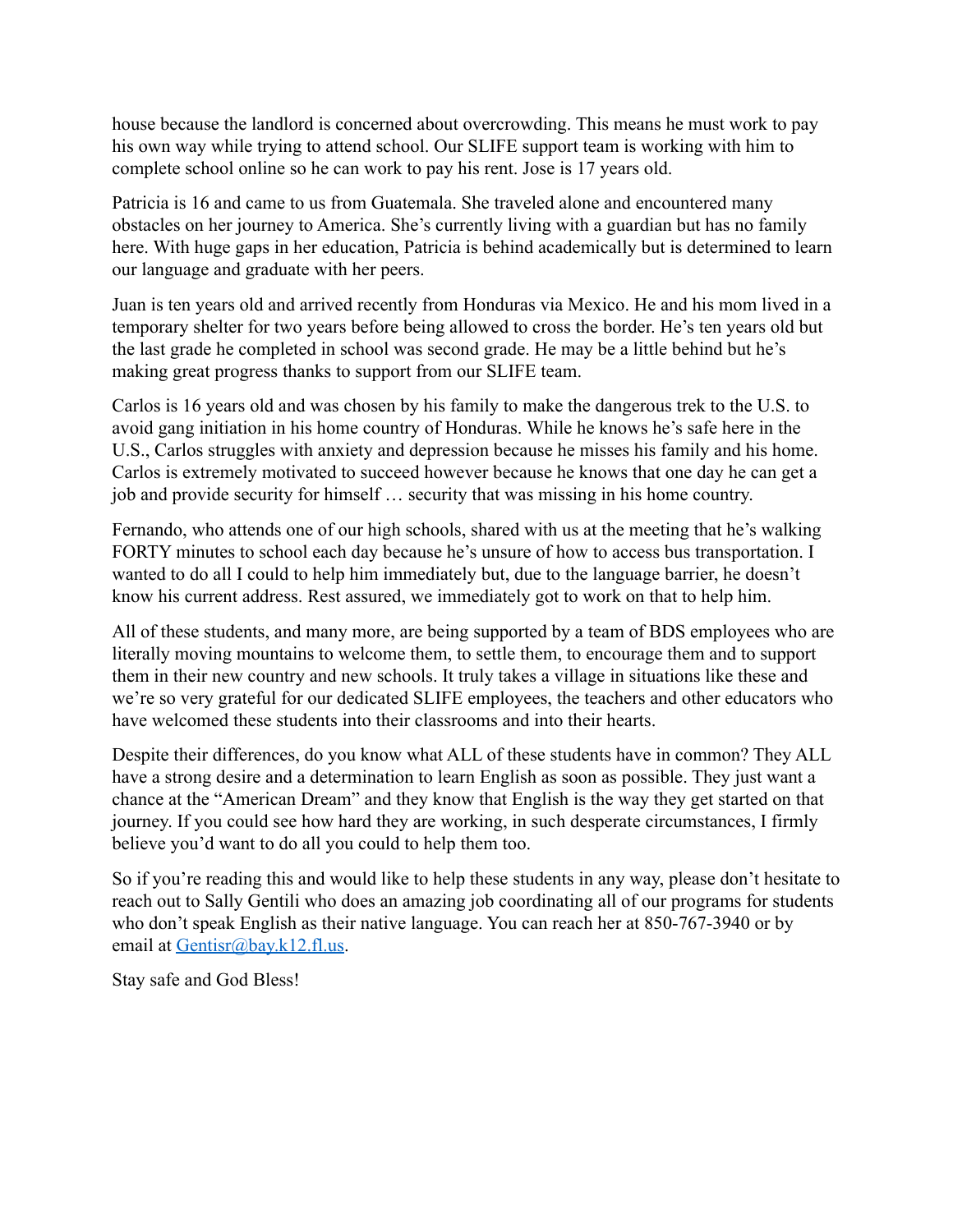house because the landlord is concerned about overcrowding. This means he must work to pay his own way while trying to attend school. Our SLIFE support team is working with him to complete school online so he can work to pay his rent. Jose is 17 years old.

Patricia is 16 and came to us from Guatemala. She traveled alone and encountered many obstacles on her journey to America. She's currently living with a guardian but has no family here. With huge gaps in her education, Patricia is behind academically but is determined to learn our language and graduate with her peers.

Juan is ten years old and arrived recently from Honduras via Mexico. He and his mom lived in a temporary shelter for two years before being allowed to cross the border. He's ten years old but the last grade he completed in school was second grade. He may be a little behind but he's making great progress thanks to support from our SLIFE team.

Carlos is 16 years old and was chosen by his family to make the dangerous trek to the U.S. to avoid gang initiation in his home country of Honduras. While he knows he's safe here in the U.S., Carlos struggles with anxiety and depression because he misses his family and his home. Carlos is extremely motivated to succeed however because he knows that one day he can get a job and provide security for himself … security that was missing in his home country.

Fernando, who attends one of our high schools, shared with us at the meeting that he's walking FORTY minutes to school each day because he's unsure of how to access bus transportation. I wanted to do all I could to help him immediately but, due to the language barrier, he doesn't know his current address. Rest assured, we immediately got to work on that to help him.

All of these students, and many more, are being supported by a team of BDS employees who are literally moving mountains to welcome them, to settle them, to encourage them and to support them in their new country and new schools. It truly takes a village in situations like these and we're so very grateful for our dedicated SLIFE employees, the teachers and other educators who have welcomed these students into their classrooms and into their hearts.

Despite their differences, do you know what ALL of these students have in common? They ALL have a strong desire and a determination to learn English as soon as possible. They just want a chance at the "American Dream" and they know that English is the way they get started on that journey. If you could see how hard they are working, in such desperate circumstances, I firmly believe you'd want to do all you could to help them too.

So if you're reading this and would like to help these students in any way, please don't hesitate to reach out to Sally Gentili who does an amazing job coordinating all of our programs for students who don't speak English as their native language. You can reach her at 850-767-3940 or by email at [Gentisr@bay.k12.fl.us](mailto:Gentisr@bay.k12.fl.us).

Stay safe and God Bless!